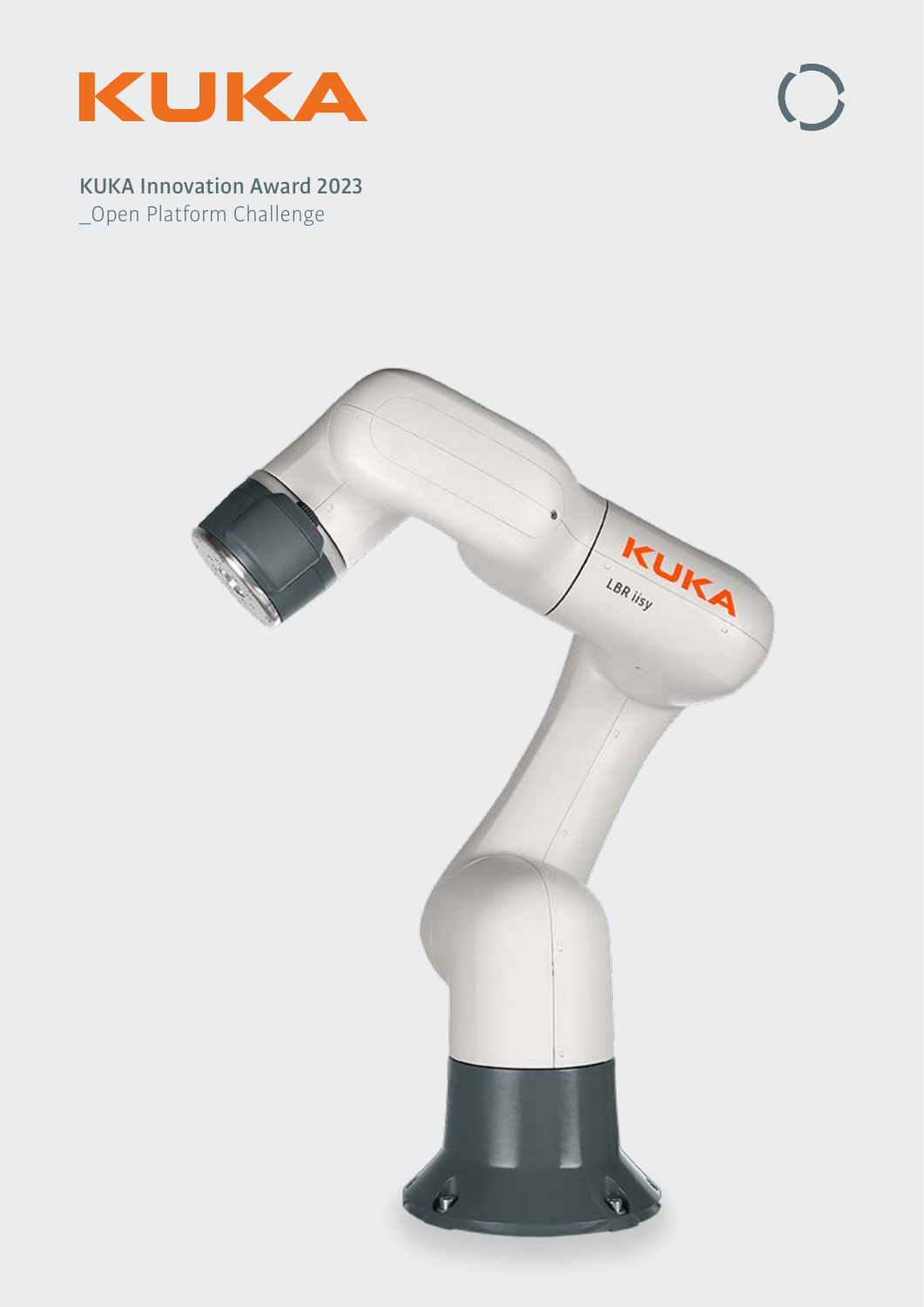KUKA

# KUKA Innovation Award 2023

_Open Platform Challenge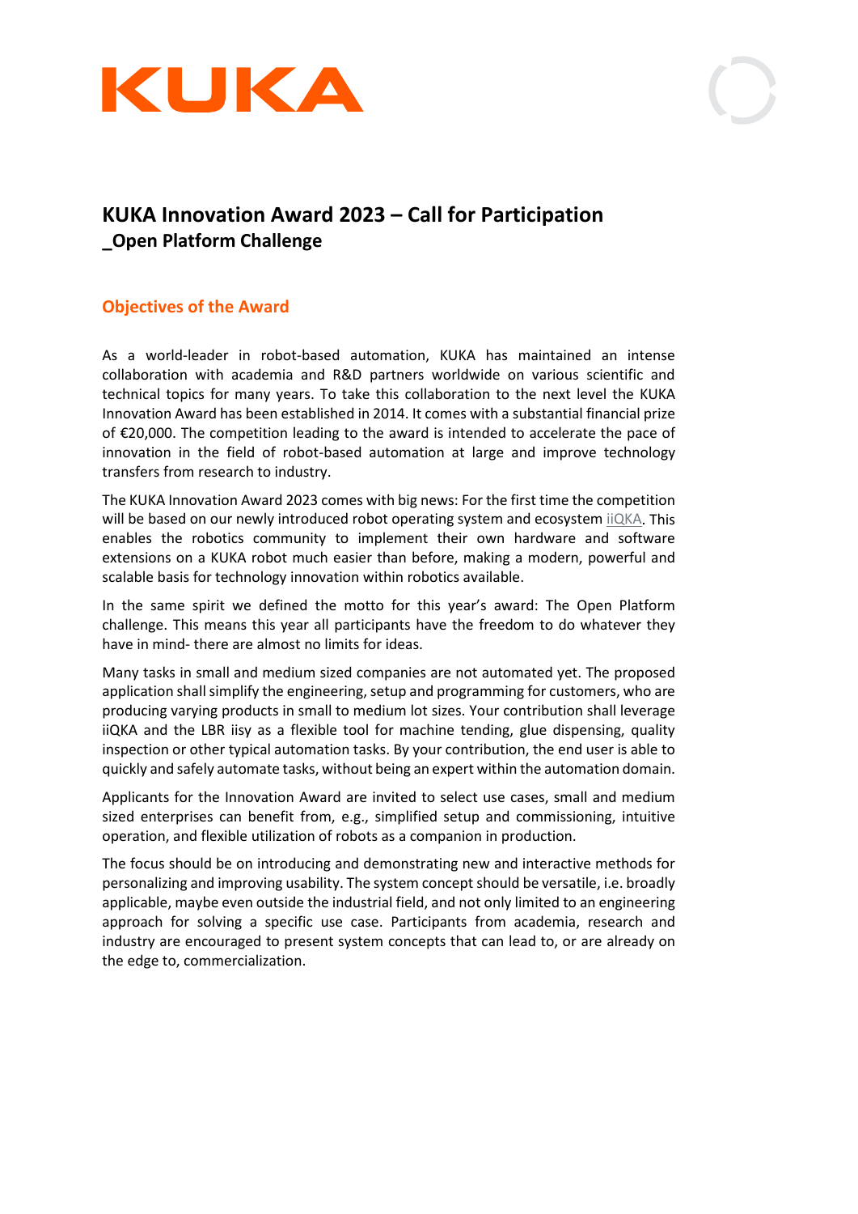# KUKA Innovation Award 2023 – Call for Participation
## _Open Platform Challenge

### Objectives of the Award

As a world-leader in robot-based automation, KUKA has maintained an intense collaboration with academia and R&D partners worldwide on various scientific and technical topics for many years. To take this collaboration to the next level the KUKA Innovation Award has been established in 2014. It comes with a substantial financial prize of €20,000. The competition leading to the award is intended to accelerate the pace of innovation in the field of robot-based automation at large and improve technology transfers from research to industry.

The KUKA Innovation Award 2023 comes with big news: For the first time the competition will be based on our newly introduced robot operating system and ecosystem iiQKA. This enables the robotics community to implement their own hardware and software extensions on a KUKA robot much easier than before, making a modern, powerful and scalable basis for technology innovation within robotics available.

In the same spirit we defined the motto for this year's award: The Open Platform challenge. This means this year all participants have the freedom to do whatever they have in mind- there are almost no limits for ideas.

Many tasks in small and medium sized companies are not automated yet. The proposed application shall simplify the engineering, setup and programming for customers, who are producing varying products in small to medium lot sizes. Your contribution shall leverage iiQKA and the LBR iisy as a flexible tool for machine tending, glue dispensing, quality inspection or other typical automation tasks. By your contribution, the end user is able to quickly and safely automate tasks, without being an expert within the automation domain.

Applicants for the Innovation Award are invited to select use cases, small and medium sized enterprises can benefit from, e.g., simplified setup and commissioning, intuitive operation, and flexible utilization of robots as a companion in production.

The focus should be on introducing and demonstrating new and interactive methods for personalizing and improving usability. The system concept should be versatile, i.e. broadly applicable, maybe even outside the industrial field, and not only limited to an engineering approach for solving a specific use case. Participants from academia, research and industry are encouraged to present system concepts that can lead to, or are already on the edge to, commercialization.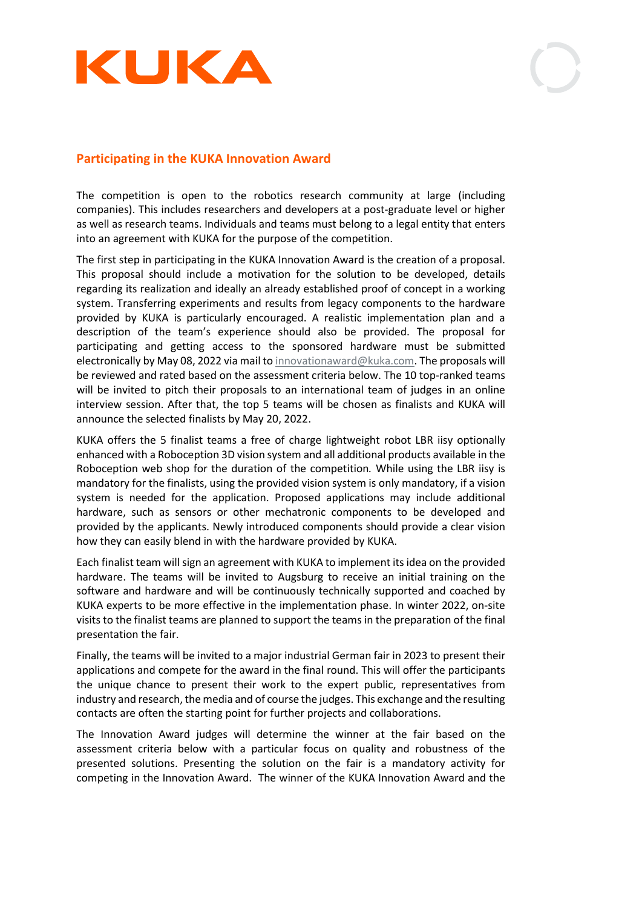## Participating in the KUKA Innovation Award

The competition is open to the robotics research community at large (including companies). This includes researchers and developers at a post-graduate level or higher as well as research teams. Individuals and teams must belong to a legal entity that enters into an agreement with KUKA for the purpose of the competition.

The first step in participating in the KUKA Innovation Award is the creation of a proposal. This proposal should include a motivation for the solution to be developed, details regarding its realization and ideally an already established proof of concept in a working system. Transferring experiments and results from legacy components to the hardware provided by KUKA is particularly encouraged. A realistic implementation plan and a description of the team's experience should also be provided. The proposal for participating and getting access to the sponsored hardware must be submitted electronically by May 08, 2022 via mail to innovationaward@kuka.com. The proposals will be reviewed and rated based on the assessment criteria below. The 10 top-ranked teams will be invited to pitch their proposals to an international team of judges in an online interview session. After that, the top 5 teams will be chosen as finalists and KUKA will announce the selected finalists by May 20, 2022.

KUKA offers the 5 finalist teams a free of charge lightweight robot LBR iisy optionally enhanced with a Roboception 3D vision system and all additional products available in the Roboception web shop for the duration of the competition. While using the LBR iisy is mandatory for the finalists, using the provided vision system is only mandatory, if a vision system is needed for the application. Proposed applications may include additional hardware, such as sensors or other mechatronic components to be developed and provided by the applicants. Newly introduced components should provide a clear vision how they can easily blend in with the hardware provided by KUKA.

Each finalist team will sign an agreement with KUKA to implement its idea on the provided hardware. The teams will be invited to Augsburg to receive an initial training on the software and hardware and will be continuously technically supported and coached by KUKA experts to be more effective in the implementation phase. In winter 2022, on-site visits to the finalist teams are planned to support the teams in the preparation of the final presentation the fair.

Finally, the teams will be invited to a major industrial German fair in 2023 to present their applications and compete for the award in the final round. This will offer the participants the unique chance to present their work to the expert public, representatives from industry and research, the media and of course the judges. This exchange and the resulting contacts are often the starting point for further projects and collaborations.

The Innovation Award judges will determine the winner at the fair based on the assessment criteria below with a particular focus on quality and robustness of the presented solutions. Presenting the solution on the fair is a mandatory activity for competing in the Innovation Award. The winner of the KUKA Innovation Award and the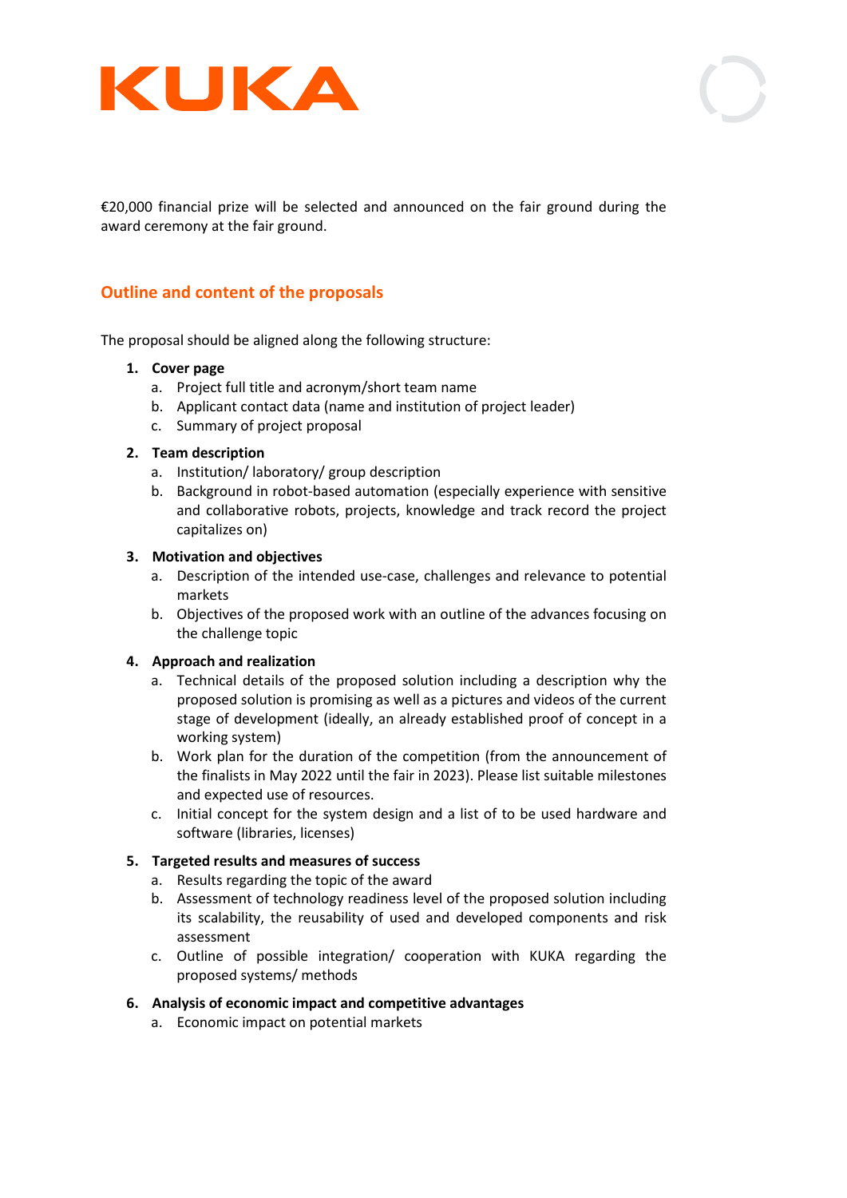€20,000 financial prize will be selected and announced on the fair ground during the award ceremony at the fair ground.

## Outline and content of the proposals

The proposal should be aligned along the following structure:

1. **Cover page**
   a. Project full title and acronym/short team name
   b. Applicant contact data (name and institution of project leader)
   c. Summary of project proposal
2. **Team description**
   a. Institution/ laboratory/ group description
   b. Background in robot-based automation (especially experience with sensitive and collaborative robots, projects, knowledge and track record the project capitalizes on)
3. **Motivation and objectives**
   a. Description of the intended use-case, challenges and relevance to potential markets
   b. Objectives of the proposed work with an outline of the advances focusing on the challenge topic
4. **Approach and realization**
   a. Technical details of the proposed solution including a description why the proposed solution is promising as well as a pictures and videos of the current stage of development (ideally, an already established proof of concept in a working system)
   b. Work plan for the duration of the competition (from the announcement of the finalists in May 2022 until the fair in 2023). Please list suitable milestones and expected use of resources.
   c. Initial concept for the system design and a list of to be used hardware and software (libraries, licenses)
5. **Targeted results and measures of success**
   a. Results regarding the topic of the award
   b. Assessment of technology readiness level of the proposed solution including its scalability, the reusability of used and developed components and risk assessment
   c. Outline of possible integration/ cooperation with KUKA regarding the proposed systems/ methods
6. **Analysis of economic impact and competitive advantages**
   a. Economic impact on potential markets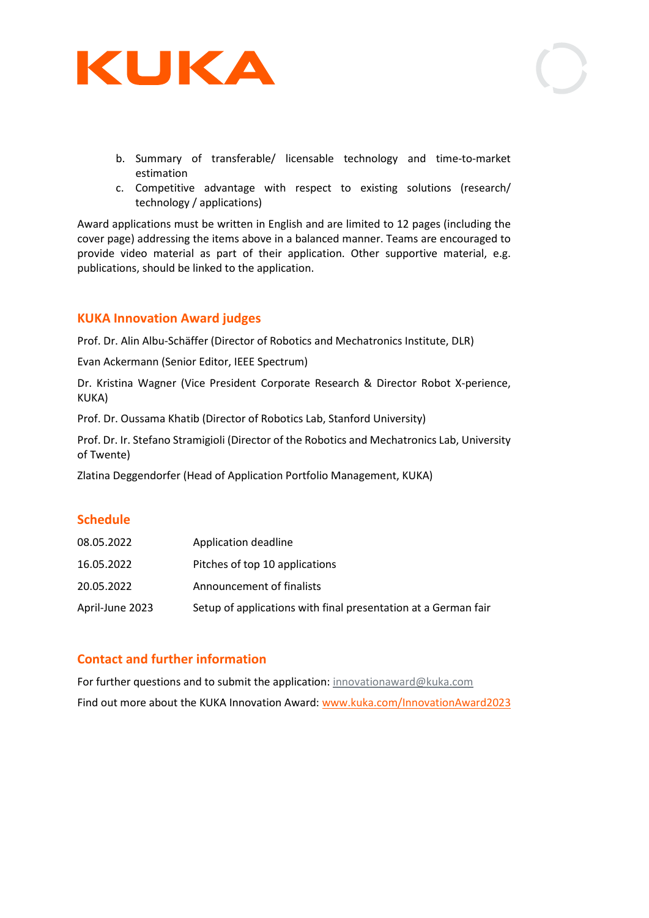b. Summary of transferable/ licensable technology and time-to-market estimation
c. Competitive advantage with respect to existing solutions (research/ technology / applications)

Award applications must be written in English and are limited to 12 pages (including the cover page) addressing the items above in a balanced manner. Teams are encouraged to provide video material as part of their application. Other supportive material, e.g. publications, should be linked to the application.

## KUKA Innovation Award judges

Prof. Dr. Alin Albu-Schäffer (Director of Robotics and Mechatronics Institute, DLR)

Evan Ackermann (Senior Editor, IEEE Spectrum)

Dr. Kristina Wagner (Vice President Corporate Research & Director Robot X-perience, KUKA)

Prof. Dr. Oussama Khatib (Director of Robotics Lab, Stanford University)

Prof. Dr. Ir. Stefano Stramigioli (Director of the Robotics and Mechatronics Lab, University of Twente)

Zlatina Deggendorfer (Head of Application Portfolio Management, KUKA)

## Schedule

| | |
|---|---|
| 08.05.2022 | Application deadline |
| 16.05.2022 | Pitches of top 10 applications |
| 20.05.2022 | Announcement of finalists |
| April-June 2023 | Setup of applications with final presentation at a German fair |

## Contact and further information

For further questions and to submit the application: innovationaward@kuka.com

Find out more about the KUKA Innovation Award: www.kuka.com/InnovationAward2023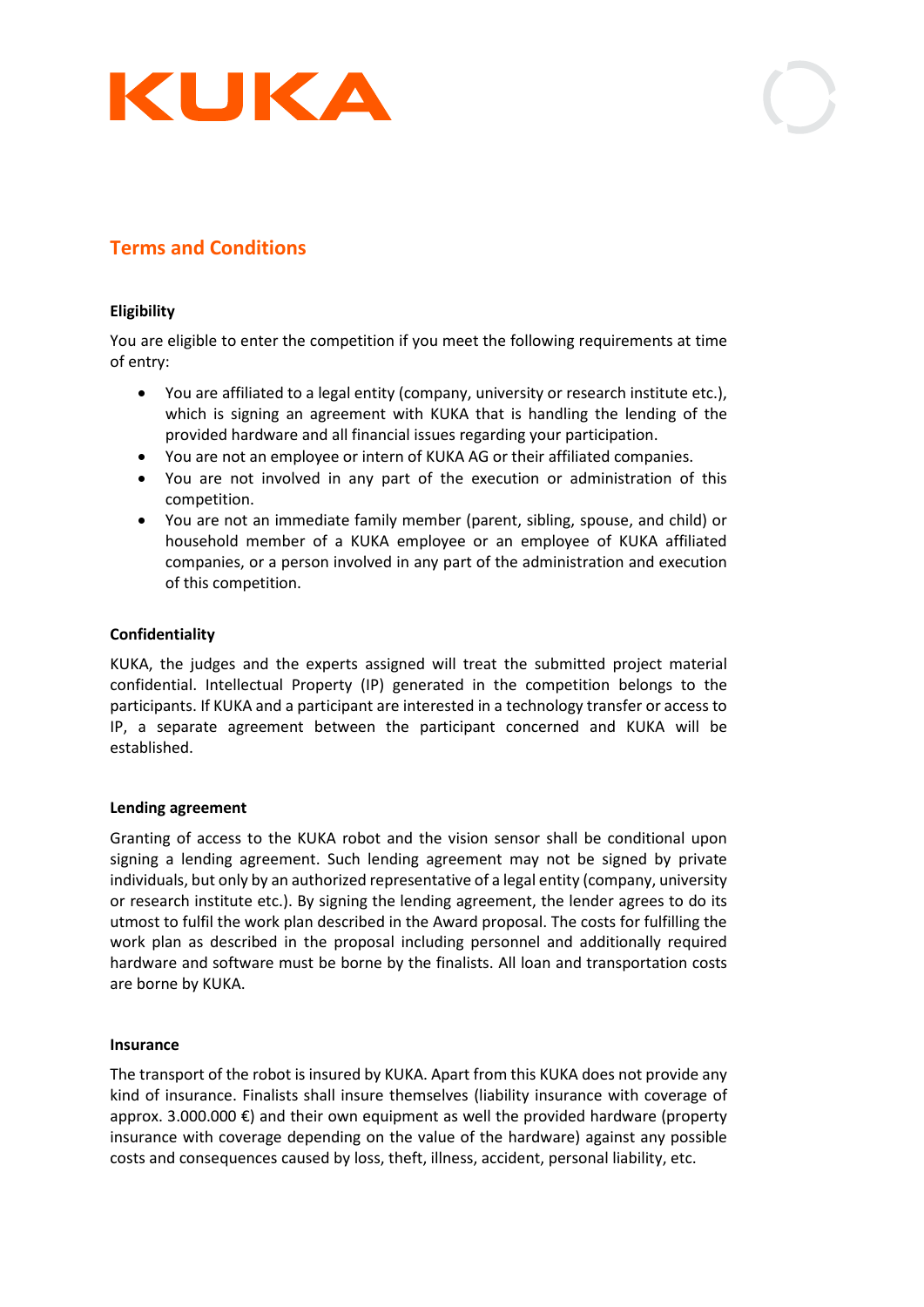KUKA

## Terms and Conditions

### Eligibility

You are eligible to enter the competition if you meet the following requirements at time of entry:

- You are affiliated to a legal entity (company, university or research institute etc.), which is signing an agreement with KUKA that is handling the lending of the provided hardware and all financial issues regarding your participation.
- You are not an employee or intern of KUKA AG or their affiliated companies.
- You are not involved in any part of the execution or administration of this competition.
- You are not an immediate family member (parent, sibling, spouse, and child) or household member of a KUKA employee or an employee of KUKA affiliated companies, or a person involved in any part of the administration and execution of this competition.

### Confidentiality

KUKA, the judges and the experts assigned will treat the submitted project material confidential. Intellectual Property (IP) generated in the competition belongs to the participants. If KUKA and a participant are interested in a technology transfer or access to IP, a separate agreement between the participant concerned and KUKA will be established.

### Lending agreement

Granting of access to the KUKA robot and the vision sensor shall be conditional upon signing a lending agreement. Such lending agreement may not be signed by private individuals, but only by an authorized representative of a legal entity (company, university or research institute etc.). By signing the lending agreement, the lender agrees to do its utmost to fulfil the work plan described in the Award proposal. The costs for fulfilling the work plan as described in the proposal including personnel and additionally required hardware and software must be borne by the finalists. All loan and transportation costs are borne by KUKA.

### Insurance

The transport of the robot is insured by KUKA. Apart from this KUKA does not provide any kind of insurance. Finalists shall insure themselves (liability insurance with coverage of approx. 3.000.000 €) and their own equipment as well the provided hardware (property insurance with coverage depending on the value of the hardware) against any possible costs and consequences caused by loss, theft, illness, accident, personal liability, etc.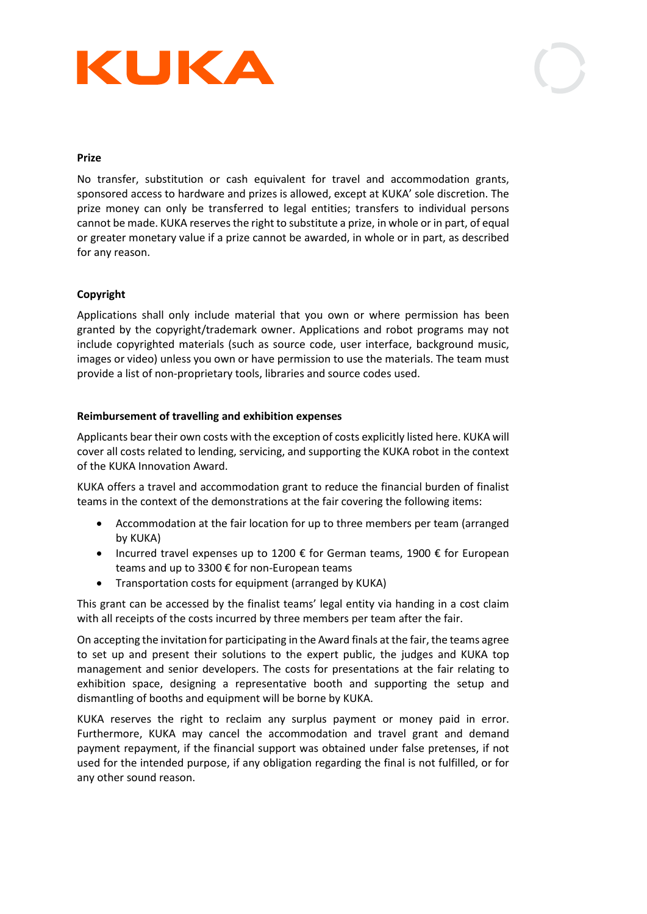**Prize**

No transfer, substitution or cash equivalent for travel and accommodation grants, sponsored access to hardware and prizes is allowed, except at KUKA' sole discretion. The prize money can only be transferred to legal entities; transfers to individual persons cannot be made. KUKA reserves the right to substitute a prize, in whole or in part, of equal or greater monetary value if a prize cannot be awarded, in whole or in part, as described for any reason.

**Copyright**

Applications shall only include material that you own or where permission has been granted by the copyright/trademark owner. Applications and robot programs may not include copyrighted materials (such as source code, user interface, background music, images or video) unless you own or have permission to use the materials. The team must provide a list of non-proprietary tools, libraries and source codes used.

**Reimbursement of travelling and exhibition expenses**

Applicants bear their own costs with the exception of costs explicitly listed here. KUKA will cover all costs related to lending, servicing, and supporting the KUKA robot in the context of the KUKA Innovation Award.

KUKA offers a travel and accommodation grant to reduce the financial burden of finalist teams in the context of the demonstrations at the fair covering the following items:

- Accommodation at the fair location for up to three members per team (arranged by KUKA)
- Incurred travel expenses up to 1200 € for German teams, 1900 € for European teams and up to 3300 € for non-European teams
- Transportation costs for equipment (arranged by KUKA)

This grant can be accessed by the finalist teams' legal entity via handing in a cost claim with all receipts of the costs incurred by three members per team after the fair.

On accepting the invitation for participating in the Award finals at the fair, the teams agree to set up and present their solutions to the expert public, the judges and KUKA top management and senior developers. The costs for presentations at the fair relating to exhibition space, designing a representative booth and supporting the setup and dismantling of booths and equipment will be borne by KUKA.

KUKA reserves the right to reclaim any surplus payment or money paid in error. Furthermore, KUKA may cancel the accommodation and travel grant and demand payment repayment, if the financial support was obtained under false pretenses, if not used for the intended purpose, if any obligation regarding the final is not fulfilled, or for any other sound reason.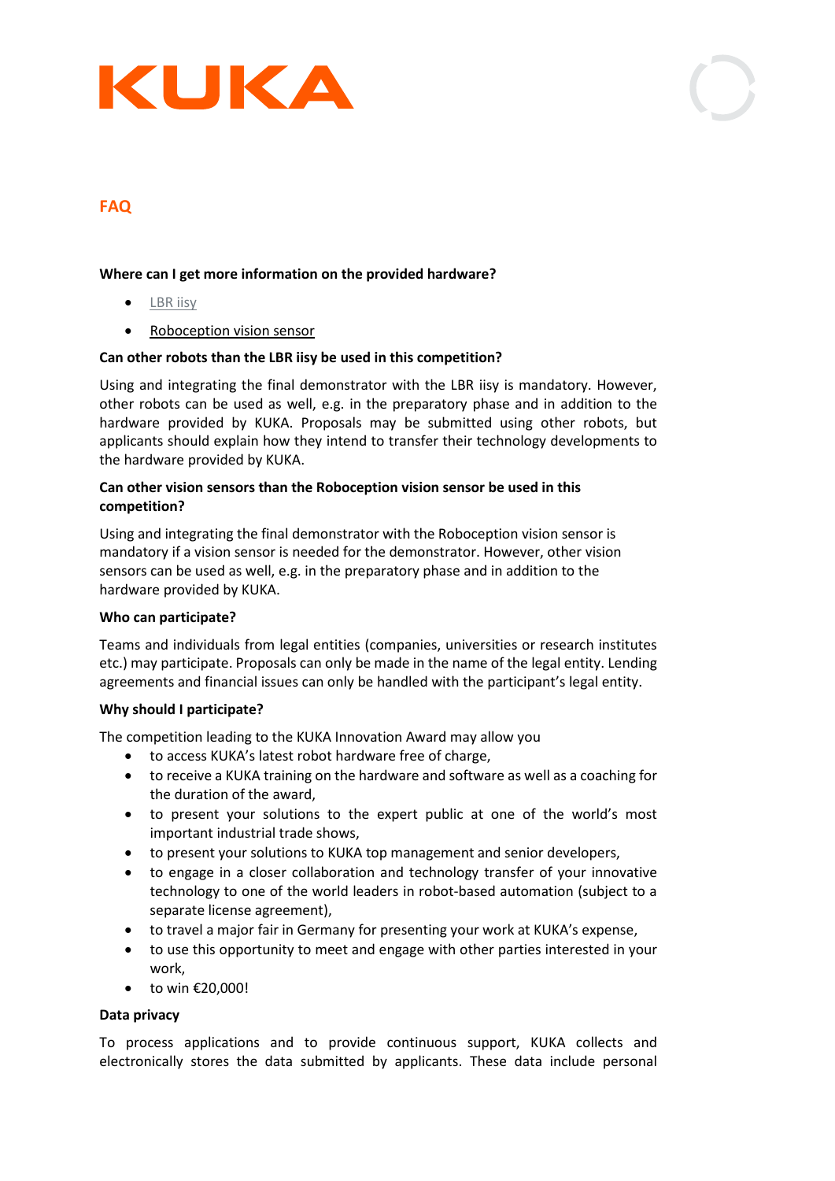# FAQ

**Where can I get more information on the provided hardware?**

- LBR iisy
- Roboception vision sensor

**Can other robots than the LBR iisy be used in this competition?**

Using and integrating the final demonstrator with the LBR iisy is mandatory. However, other robots can be used as well, e.g. in the preparatory phase and in addition to the hardware provided by KUKA. Proposals may be submitted using other robots, but applicants should explain how they intend to transfer their technology developments to the hardware provided by KUKA.

**Can other vision sensors than the Roboception vision sensor be used in this competition?**

Using and integrating the final demonstrator with the Roboception vision sensor is mandatory if a vision sensor is needed for the demonstrator. However, other vision sensors can be used as well, e.g. in the preparatory phase and in addition to the hardware provided by KUKA.

**Who can participate?**

Teams and individuals from legal entities (companies, universities or research institutes etc.) may participate. Proposals can only be made in the name of the legal entity. Lending agreements and financial issues can only be handled with the participant's legal entity.

**Why should I participate?**

The competition leading to the KUKA Innovation Award may allow you

- to access KUKA's latest robot hardware free of charge,
- to receive a KUKA training on the hardware and software as well as a coaching for the duration of the award,
- to present your solutions to the expert public at one of the world's most important industrial trade shows,
- to present your solutions to KUKA top management and senior developers,
- to engage in a closer collaboration and technology transfer of your innovative technology to one of the world leaders in robot-based automation (subject to a separate license agreement),
- to travel a major fair in Germany for presenting your work at KUKA's expense,
- to use this opportunity to meet and engage with other parties interested in your work,
- to win €20,000!

**Data privacy**

To process applications and to provide continuous support, KUKA collects and electronically stores the data submitted by applicants. These data include personal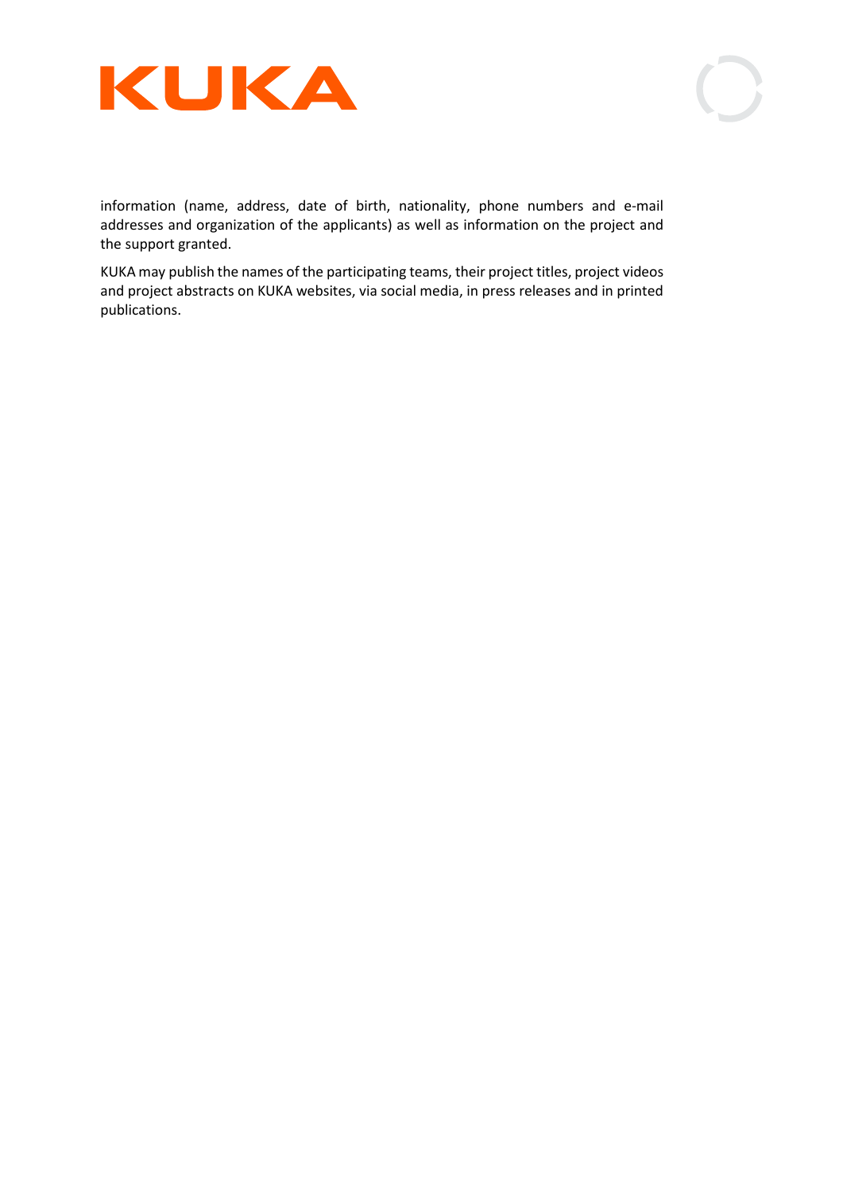information (name, address, date of birth, nationality, phone numbers and e-mail addresses and organization of the applicants) as well as information on the project and the support granted.

KUKA may publish the names of the participating teams, their project titles, project videos and project abstracts on KUKA websites, via social media, in press releases and in printed publications.